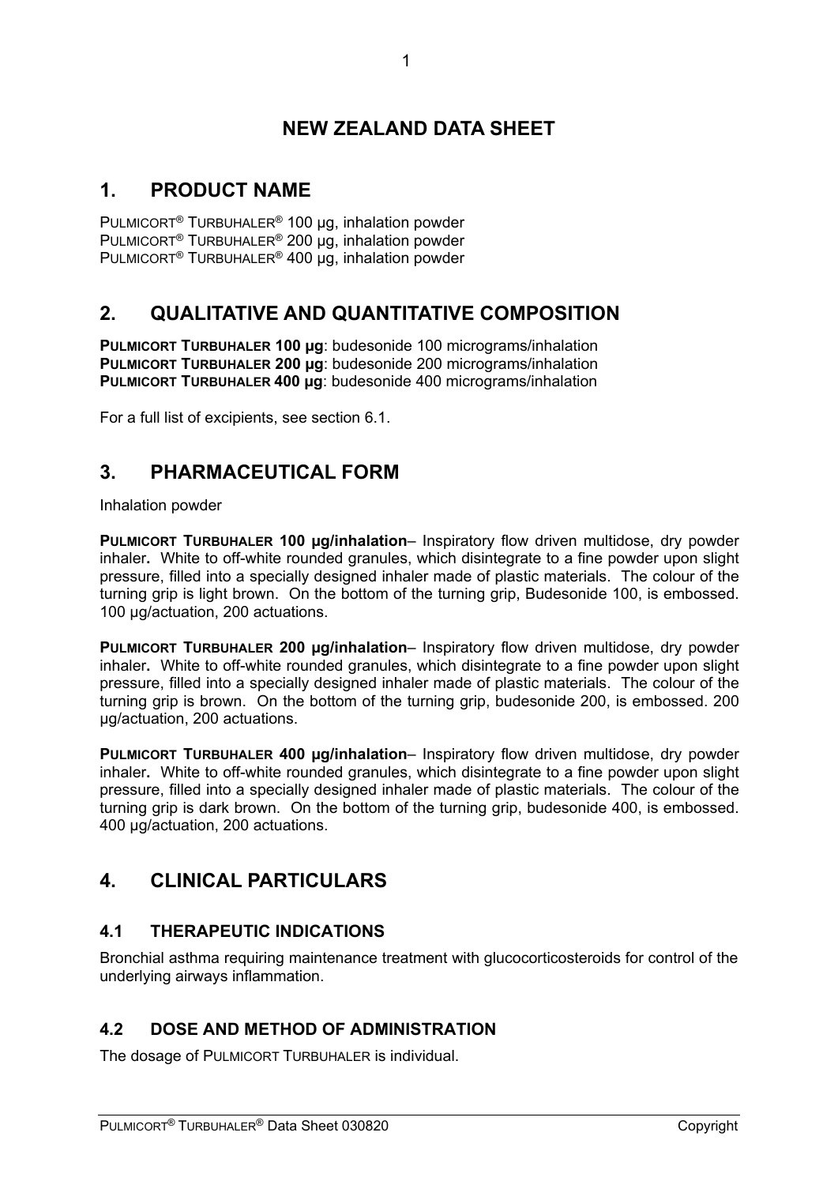# NEW ZEALAND DATA SHEET

## 1. PRODUCT NAME

PULMICORT® TURBUHALER® 100 µg, inhalation powder
PULMICORT® TURBUHALER® 200 µg, inhalation powder
PULMICORT® TURBUHALER® 400 µg, inhalation powder

## 2. QUALITATIVE AND QUANTITATIVE COMPOSITION

**PULMICORT TURBUHALER 100 µg**: budesonide 100 micrograms/inhalation
**PULMICORT TURBUHALER 200 µg**: budesonide 200 micrograms/inhalation
**PULMICORT TURBUHALER 400 µg**: budesonide 400 micrograms/inhalation

For a full list of excipients, see section 6.1.

## 3. PHARMACEUTICAL FORM

Inhalation powder

**PULMICORT TURBUHALER 100 µg/inhalation**– Inspiratory flow driven multidose, dry powder inhaler**.** White to off-white rounded granules, which disintegrate to a fine powder upon slight pressure, filled into a specially designed inhaler made of plastic materials. The colour of the turning grip is light brown. On the bottom of the turning grip, Budesonide 100, is embossed. 100 µg/actuation, 200 actuations.

**PULMICORT TURBUHALER 200 µg/inhalation**– Inspiratory flow driven multidose, dry powder inhaler**.** White to off-white rounded granules, which disintegrate to a fine powder upon slight pressure, filled into a specially designed inhaler made of plastic materials. The colour of the turning grip is brown. On the bottom of the turning grip, budesonide 200, is embossed. 200 µg/actuation, 200 actuations.

**PULMICORT TURBUHALER 400 µg/inhalation**– Inspiratory flow driven multidose, dry powder inhaler**.** White to off-white rounded granules, which disintegrate to a fine powder upon slight pressure, filled into a specially designed inhaler made of plastic materials. The colour of the turning grip is dark brown. On the bottom of the turning grip, budesonide 400, is embossed. 400 µg/actuation, 200 actuations.

## 4. CLINICAL PARTICULARS

### 4.1 THERAPEUTIC INDICATIONS

Bronchial asthma requiring maintenance treatment with glucocorticosteroids for control of the underlying airways inflammation.

### 4.2 DOSE AND METHOD OF ADMINISTRATION

The dosage of PULMICORT TURBUHALER is individual.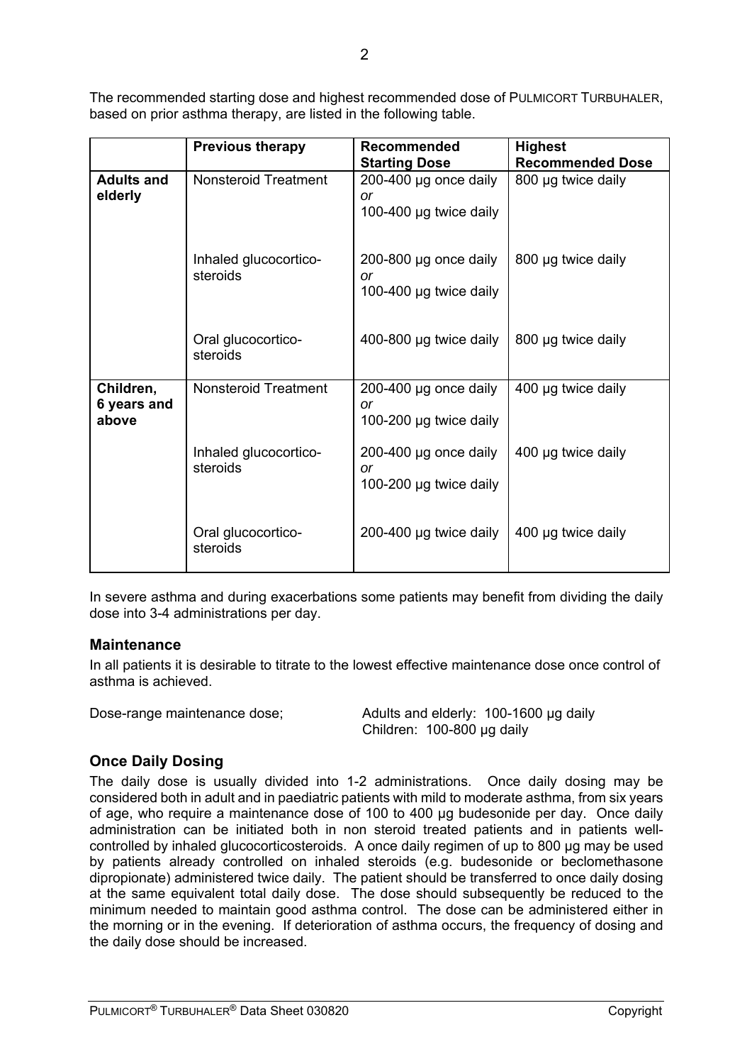The recommended starting dose and highest recommended dose of PULMICORT TURBUHALER, based on prior asthma therapy, are listed in the following table.

| | Previous therapy | Recommended Starting Dose | Highest Recommended Dose |
|---|---|---|---|
| **Adults and elderly** | Nonsteroid Treatment | 200-400 µg once daily *or* 100-400 µg twice daily | 800 µg twice daily |
| | Inhaled glucocortico-steroids | 200-800 µg once daily *or* 100-400 µg twice daily | 800 µg twice daily |
| | Oral glucocortico-steroids | 400-800 µg twice daily | 800 µg twice daily |
| **Children, 6 years and above** | Nonsteroid Treatment | 200-400 µg once daily *or* 100-200 µg twice daily | 400 µg twice daily |
| | Inhaled glucocortico-steroids | 200-400 µg once daily *or* 100-200 µg twice daily | 400 µg twice daily |
| | Oral glucocortico-steroids | 200-400 µg twice daily | 400 µg twice daily |

In severe asthma and during exacerbations some patients may benefit from dividing the daily dose into 3-4 administrations per day.

### Maintenance

In all patients it is desirable to titrate to the lowest effective maintenance dose once control of asthma is achieved.

Dose-range maintenance dose; Adults and elderly: 100-1600 µg daily
Children: 100-800 µg daily

### Once Daily Dosing

The daily dose is usually divided into 1-2 administrations. Once daily dosing may be considered both in adult and in paediatric patients with mild to moderate asthma, from six years of age, who require a maintenance dose of 100 to 400 µg budesonide per day. Once daily administration can be initiated both in non steroid treated patients and in patients well-controlled by inhaled glucocorticosteroids. A once daily regimen of up to 800 µg may be used by patients already controlled on inhaled steroids (e.g. budesonide or beclomethasone dipropionate) administered twice daily. The patient should be transferred to once daily dosing at the same equivalent total daily dose. The dose should subsequently be reduced to the minimum needed to maintain good asthma control. The dose can be administered either in the morning or in the evening. If deterioration of asthma occurs, the frequency of dosing and the daily dose should be increased.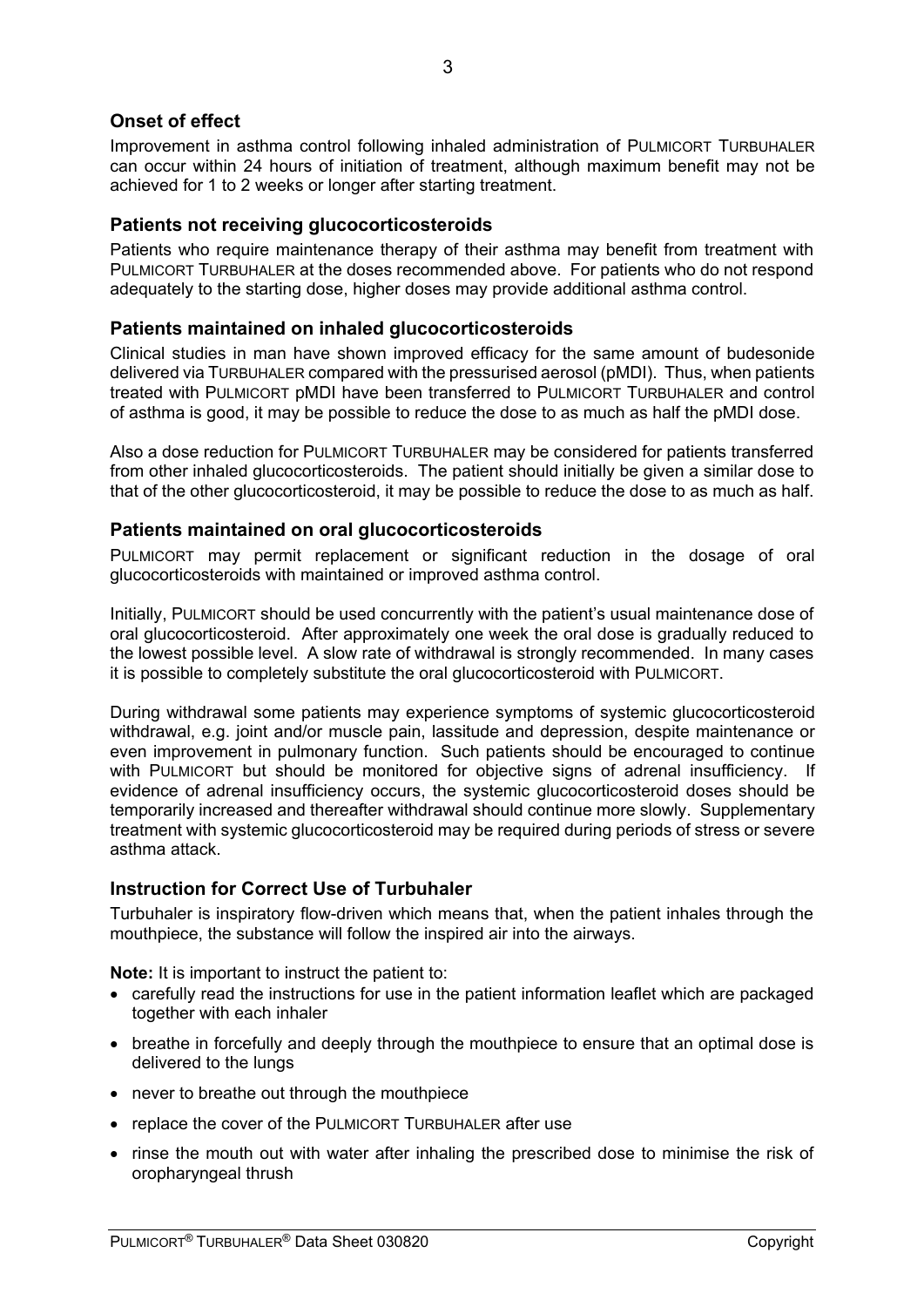## Onset of effect

Improvement in asthma control following inhaled administration of PULMICORT TURBUHALER can occur within 24 hours of initiation of treatment, although maximum benefit may not be achieved for 1 to 2 weeks or longer after starting treatment.

## Patients not receiving glucocorticosteroids

Patients who require maintenance therapy of their asthma may benefit from treatment with PULMICORT TURBUHALER at the doses recommended above. For patients who do not respond adequately to the starting dose, higher doses may provide additional asthma control.

## Patients maintained on inhaled glucocorticosteroids

Clinical studies in man have shown improved efficacy for the same amount of budesonide delivered via TURBUHALER compared with the pressurised aerosol (pMDI). Thus, when patients treated with PULMICORT pMDI have been transferred to PULMICORT TURBUHALER and control of asthma is good, it may be possible to reduce the dose to as much as half the pMDI dose.

Also a dose reduction for PULMICORT TURBUHALER may be considered for patients transferred from other inhaled glucocorticosteroids. The patient should initially be given a similar dose to that of the other glucocorticosteroid, it may be possible to reduce the dose to as much as half.

## Patients maintained on oral glucocorticosteroids

PULMICORT may permit replacement or significant reduction in the dosage of oral glucocorticosteroids with maintained or improved asthma control.

Initially, PULMICORT should be used concurrently with the patient's usual maintenance dose of oral glucocorticosteroid. After approximately one week the oral dose is gradually reduced to the lowest possible level. A slow rate of withdrawal is strongly recommended. In many cases it is possible to completely substitute the oral glucocorticosteroid with PULMICORT.

During withdrawal some patients may experience symptoms of systemic glucocorticosteroid withdrawal, e.g. joint and/or muscle pain, lassitude and depression, despite maintenance or even improvement in pulmonary function. Such patients should be encouraged to continue with PULMICORT but should be monitored for objective signs of adrenal insufficiency. If evidence of adrenal insufficiency occurs, the systemic glucocorticosteroid doses should be temporarily increased and thereafter withdrawal should continue more slowly. Supplementary treatment with systemic glucocorticosteroid may be required during periods of stress or severe asthma attack.

## Instruction for Correct Use of Turbuhaler

Turbuhaler is inspiratory flow-driven which means that, when the patient inhales through the mouthpiece, the substance will follow the inspired air into the airways.

**Note:** It is important to instruct the patient to:

- carefully read the instructions for use in the patient information leaflet which are packaged together with each inhaler
- breathe in forcefully and deeply through the mouthpiece to ensure that an optimal dose is delivered to the lungs
- never to breathe out through the mouthpiece
- replace the cover of the PULMICORT TURBUHALER after use
- rinse the mouth out with water after inhaling the prescribed dose to minimise the risk of oropharyngeal thrush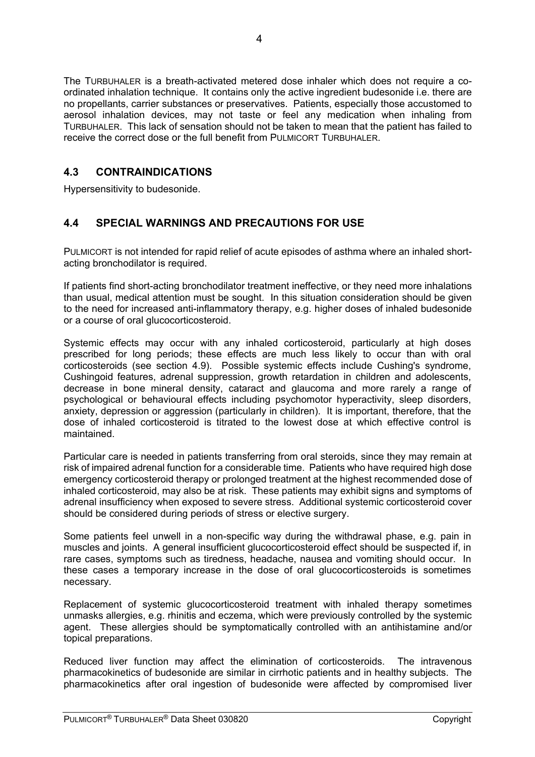The TURBUHALER is a breath-activated metered dose inhaler which does not require a co-ordinated inhalation technique. It contains only the active ingredient budesonide i.e. there are no propellants, carrier substances or preservatives. Patients, especially those accustomed to aerosol inhalation devices, may not taste or feel any medication when inhaling from TURBUHALER. This lack of sensation should not be taken to mean that the patient has failed to receive the correct dose or the full benefit from PULMICORT TURBUHALER.

## 4.3 CONTRAINDICATIONS

Hypersensitivity to budesonide.

## 4.4 SPECIAL WARNINGS AND PRECAUTIONS FOR USE

PULMICORT is not intended for rapid relief of acute episodes of asthma where an inhaled short-acting bronchodilator is required.

If patients find short-acting bronchodilator treatment ineffective, or they need more inhalations than usual, medical attention must be sought. In this situation consideration should be given to the need for increased anti-inflammatory therapy, e.g. higher doses of inhaled budesonide or a course of oral glucocorticosteroid.

Systemic effects may occur with any inhaled corticosteroid, particularly at high doses prescribed for long periods; these effects are much less likely to occur than with oral corticosteroids (see section 4.9). Possible systemic effects include Cushing's syndrome, Cushingoid features, adrenal suppression, growth retardation in children and adolescents, decrease in bone mineral density, cataract and glaucoma and more rarely a range of psychological or behavioural effects including psychomotor hyperactivity, sleep disorders, anxiety, depression or aggression (particularly in children). It is important, therefore, that the dose of inhaled corticosteroid is titrated to the lowest dose at which effective control is maintained.

Particular care is needed in patients transferring from oral steroids, since they may remain at risk of impaired adrenal function for a considerable time. Patients who have required high dose emergency corticosteroid therapy or prolonged treatment at the highest recommended dose of inhaled corticosteroid, may also be at risk. These patients may exhibit signs and symptoms of adrenal insufficiency when exposed to severe stress. Additional systemic corticosteroid cover should be considered during periods of stress or elective surgery.

Some patients feel unwell in a non-specific way during the withdrawal phase, e.g. pain in muscles and joints. A general insufficient glucocorticosteroid effect should be suspected if, in rare cases, symptoms such as tiredness, headache, nausea and vomiting should occur. In these cases a temporary increase in the dose of oral glucocorticosteroids is sometimes necessary.

Replacement of systemic glucocorticosteroid treatment with inhaled therapy sometimes unmasks allergies, e.g. rhinitis and eczema, which were previously controlled by the systemic agent. These allergies should be symptomatically controlled with an antihistamine and/or topical preparations.

Reduced liver function may affect the elimination of corticosteroids. The intravenous pharmacokinetics of budesonide are similar in cirrhotic patients and in healthy subjects. The pharmacokinetics after oral ingestion of budesonide were affected by compromised liver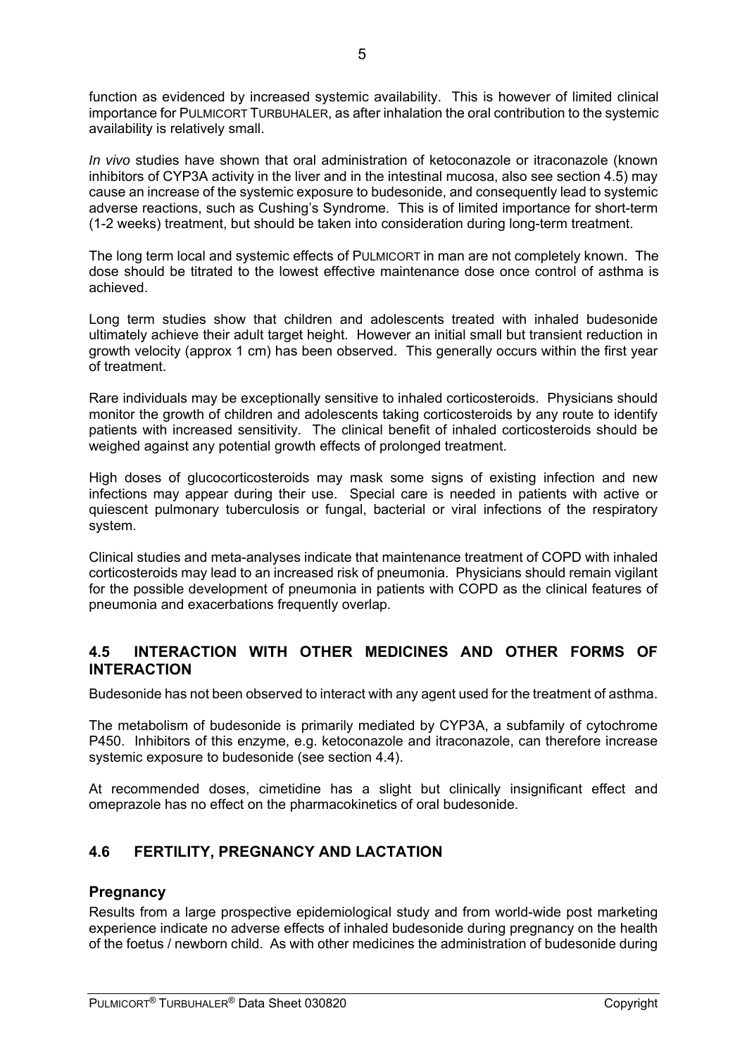function as evidenced by increased systemic availability. This is however of limited clinical importance for PULMICORT TURBUHALER, as after inhalation the oral contribution to the systemic availability is relatively small.

*In vivo* studies have shown that oral administration of ketoconazole or itraconazole (known inhibitors of CYP3A activity in the liver and in the intestinal mucosa, also see section 4.5) may cause an increase of the systemic exposure to budesonide, and consequently lead to systemic adverse reactions, such as Cushing's Syndrome. This is of limited importance for short-term (1-2 weeks) treatment, but should be taken into consideration during long-term treatment.

The long term local and systemic effects of PULMICORT in man are not completely known. The dose should be titrated to the lowest effective maintenance dose once control of asthma is achieved.

Long term studies show that children and adolescents treated with inhaled budesonide ultimately achieve their adult target height. However an initial small but transient reduction in growth velocity (approx 1 cm) has been observed. This generally occurs within the first year of treatment.

Rare individuals may be exceptionally sensitive to inhaled corticosteroids. Physicians should monitor the growth of children and adolescents taking corticosteroids by any route to identify patients with increased sensitivity. The clinical benefit of inhaled corticosteroids should be weighed against any potential growth effects of prolonged treatment.

High doses of glucocorticosteroids may mask some signs of existing infection and new infections may appear during their use. Special care is needed in patients with active or quiescent pulmonary tuberculosis or fungal, bacterial or viral infections of the respiratory system.

Clinical studies and meta-analyses indicate that maintenance treatment of COPD with inhaled corticosteroids may lead to an increased risk of pneumonia. Physicians should remain vigilant for the possible development of pneumonia in patients with COPD as the clinical features of pneumonia and exacerbations frequently overlap.

## 4.5 INTERACTION WITH OTHER MEDICINES AND OTHER FORMS OF INTERACTION

Budesonide has not been observed to interact with any agent used for the treatment of asthma.

The metabolism of budesonide is primarily mediated by CYP3A, a subfamily of cytochrome P450. Inhibitors of this enzyme, e.g. ketoconazole and itraconazole, can therefore increase systemic exposure to budesonide (see section 4.4).

At recommended doses, cimetidine has a slight but clinically insignificant effect and omeprazole has no effect on the pharmacokinetics of oral budesonide.

## 4.6 FERTILITY, PREGNANCY AND LACTATION

### Pregnancy

Results from a large prospective epidemiological study and from world-wide post marketing experience indicate no adverse effects of inhaled budesonide during pregnancy on the health of the foetus / newborn child. As with other medicines the administration of budesonide during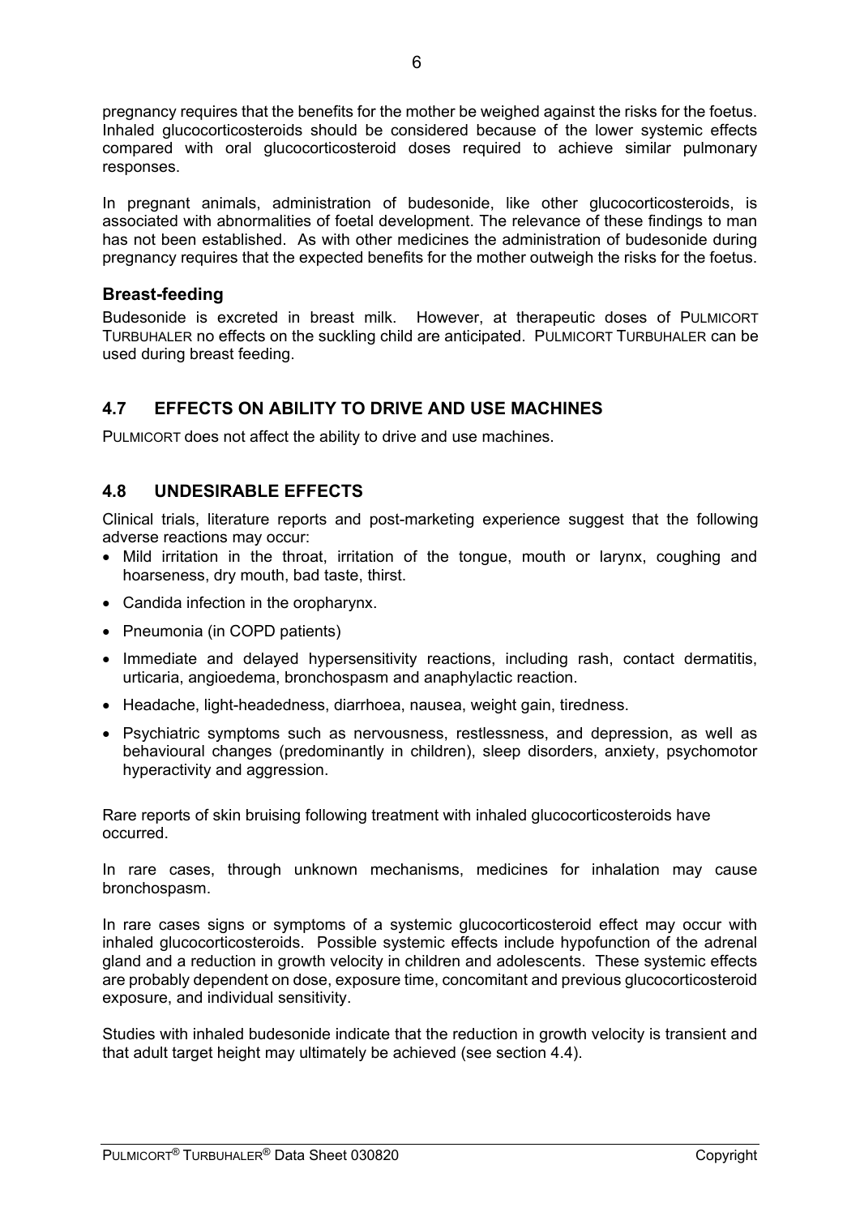pregnancy requires that the benefits for the mother be weighed against the risks for the foetus. Inhaled glucocorticosteroids should be considered because of the lower systemic effects compared with oral glucocorticosteroid doses required to achieve similar pulmonary responses.

In pregnant animals, administration of budesonide, like other glucocorticosteroids, is associated with abnormalities of foetal development. The relevance of these findings to man has not been established. As with other medicines the administration of budesonide during pregnancy requires that the expected benefits for the mother outweigh the risks for the foetus.

### Breast-feeding

Budesonide is excreted in breast milk. However, at therapeutic doses of PULMICORT TURBUHALER no effects on the suckling child are anticipated. PULMICORT TURBUHALER can be used during breast feeding.

## 4.7 EFFECTS ON ABILITY TO DRIVE AND USE MACHINES

PULMICORT does not affect the ability to drive and use machines.

## 4.8 UNDESIRABLE EFFECTS

Clinical trials, literature reports and post-marketing experience suggest that the following adverse reactions may occur:

- Mild irritation in the throat, irritation of the tongue, mouth or larynx, coughing and hoarseness, dry mouth, bad taste, thirst.
- Candida infection in the oropharynx.
- Pneumonia (in COPD patients)
- Immediate and delayed hypersensitivity reactions, including rash, contact dermatitis, urticaria, angioedema, bronchospasm and anaphylactic reaction.
- Headache, light-headedness, diarrhoea, nausea, weight gain, tiredness.
- Psychiatric symptoms such as nervousness, restlessness, and depression, as well as behavioural changes (predominantly in children), sleep disorders, anxiety, psychomotor hyperactivity and aggression.

Rare reports of skin bruising following treatment with inhaled glucocorticosteroids have occurred.

In rare cases, through unknown mechanisms, medicines for inhalation may cause bronchospasm.

In rare cases signs or symptoms of a systemic glucocorticosteroid effect may occur with inhaled glucocorticosteroids. Possible systemic effects include hypofunction of the adrenal gland and a reduction in growth velocity in children and adolescents. These systemic effects are probably dependent on dose, exposure time, concomitant and previous glucocorticosteroid exposure, and individual sensitivity.

Studies with inhaled budesonide indicate that the reduction in growth velocity is transient and that adult target height may ultimately be achieved (see section 4.4).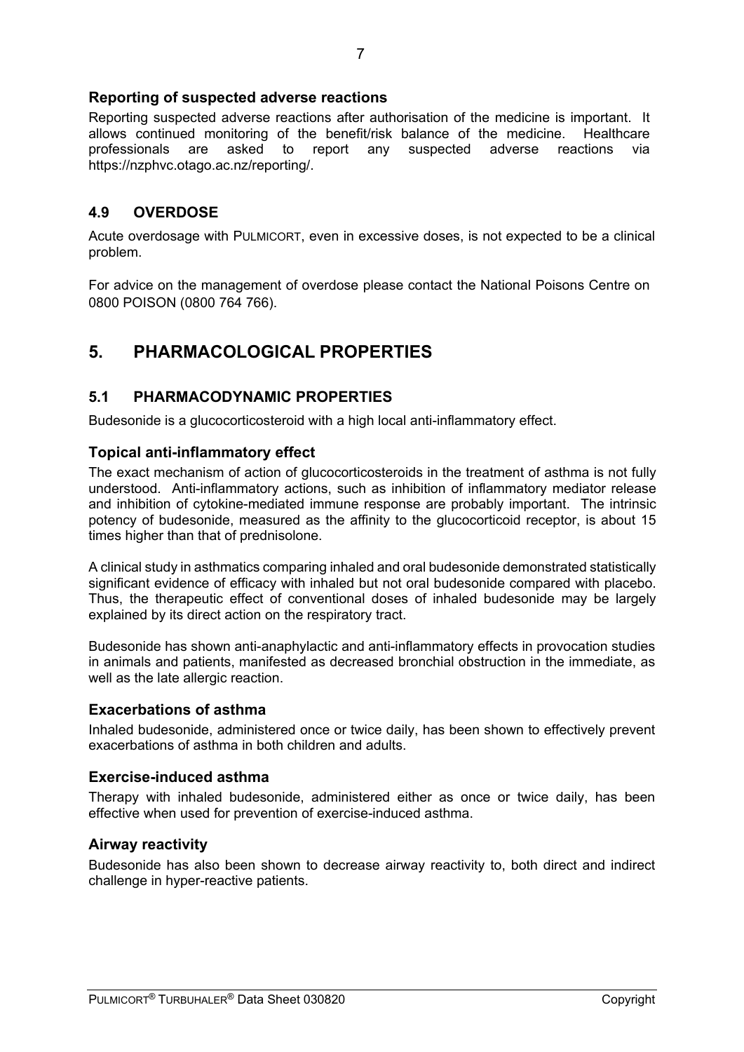### Reporting of suspected adverse reactions

Reporting suspected adverse reactions after authorisation of the medicine is important. It allows continued monitoring of the benefit/risk balance of the medicine. Healthcare professionals are asked to report any suspected adverse reactions via https://nzphvc.otago.ac.nz/reporting/.

## 4.9 OVERDOSE

Acute overdosage with PULMICORT, even in excessive doses, is not expected to be a clinical problem.

For advice on the management of overdose please contact the National Poisons Centre on 0800 POISON (0800 764 766).

# 5. PHARMACOLOGICAL PROPERTIES

## 5.1 PHARMACODYNAMIC PROPERTIES

Budesonide is a glucocorticosteroid with a high local anti-inflammatory effect.

### Topical anti-inflammatory effect

The exact mechanism of action of glucocorticosteroids in the treatment of asthma is not fully understood. Anti-inflammatory actions, such as inhibition of inflammatory mediator release and inhibition of cytokine-mediated immune response are probably important. The intrinsic potency of budesonide, measured as the affinity to the glucocorticoid receptor, is about 15 times higher than that of prednisolone.

A clinical study in asthmatics comparing inhaled and oral budesonide demonstrated statistically significant evidence of efficacy with inhaled but not oral budesonide compared with placebo. Thus, the therapeutic effect of conventional doses of inhaled budesonide may be largely explained by its direct action on the respiratory tract.

Budesonide has shown anti-anaphylactic and anti-inflammatory effects in provocation studies in animals and patients, manifested as decreased bronchial obstruction in the immediate, as well as the late allergic reaction.

### Exacerbations of asthma

Inhaled budesonide, administered once or twice daily, has been shown to effectively prevent exacerbations of asthma in both children and adults.

### Exercise-induced asthma

Therapy with inhaled budesonide, administered either as once or twice daily, has been effective when used for prevention of exercise-induced asthma.

### Airway reactivity

Budesonide has also been shown to decrease airway reactivity to, both direct and indirect challenge in hyper-reactive patients.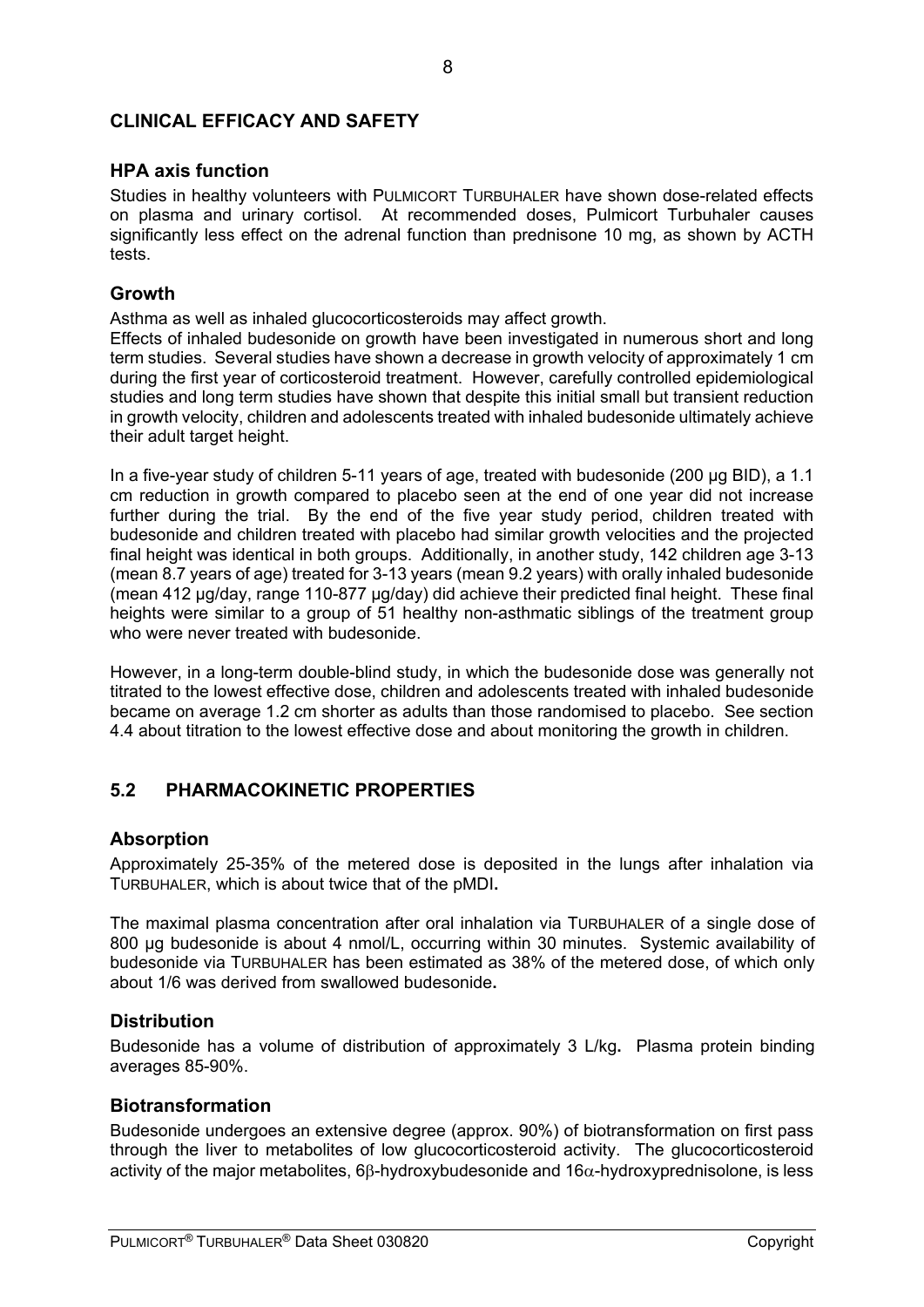## CLINICAL EFFICACY AND SAFETY

### HPA axis function

Studies in healthy volunteers with PULMICORT TURBUHALER have shown dose-related effects on plasma and urinary cortisol. At recommended doses, Pulmicort Turbuhaler causes significantly less effect on the adrenal function than prednisone 10 mg, as shown by ACTH tests.

### Growth

Asthma as well as inhaled glucocorticosteroids may affect growth.

Effects of inhaled budesonide on growth have been investigated in numerous short and long term studies. Several studies have shown a decrease in growth velocity of approximately 1 cm during the first year of corticosteroid treatment. However, carefully controlled epidemiological studies and long term studies have shown that despite this initial small but transient reduction in growth velocity, children and adolescents treated with inhaled budesonide ultimately achieve their adult target height.

In a five-year study of children 5-11 years of age, treated with budesonide (200 µg BID), a 1.1 cm reduction in growth compared to placebo seen at the end of one year did not increase further during the trial. By the end of the five year study period, children treated with budesonide and children treated with placebo had similar growth velocities and the projected final height was identical in both groups. Additionally, in another study, 142 children age 3-13 (mean 8.7 years of age) treated for 3-13 years (mean 9.2 years) with orally inhaled budesonide (mean 412 µg/day, range 110-877 µg/day) did achieve their predicted final height. These final heights were similar to a group of 51 healthy non-asthmatic siblings of the treatment group who were never treated with budesonide.

However, in a long-term double-blind study, in which the budesonide dose was generally not titrated to the lowest effective dose, children and adolescents treated with inhaled budesonide became on average 1.2 cm shorter as adults than those randomised to placebo. See section 4.4 about titration to the lowest effective dose and about monitoring the growth in children.

## 5.2 PHARMACOKINETIC PROPERTIES

### Absorption

Approximately 25-35% of the metered dose is deposited in the lungs after inhalation via TURBUHALER, which is about twice that of the pMDI.

The maximal plasma concentration after oral inhalation via TURBUHALER of a single dose of 800 µg budesonide is about 4 nmol/L, occurring within 30 minutes. Systemic availability of budesonide via TURBUHALER has been estimated as 38% of the metered dose, of which only about 1/6 was derived from swallowed budesonide.

### Distribution

Budesonide has a volume of distribution of approximately 3 L/kg. Plasma protein binding averages 85-90%.

### Biotransformation

Budesonide undergoes an extensive degree (approx. 90%) of biotransformation on first pass through the liver to metabolites of low glucocorticosteroid activity. The glucocorticosteroid activity of the major metabolites, 6β-hydroxybudesonide and 16α-hydroxyprednisolone, is less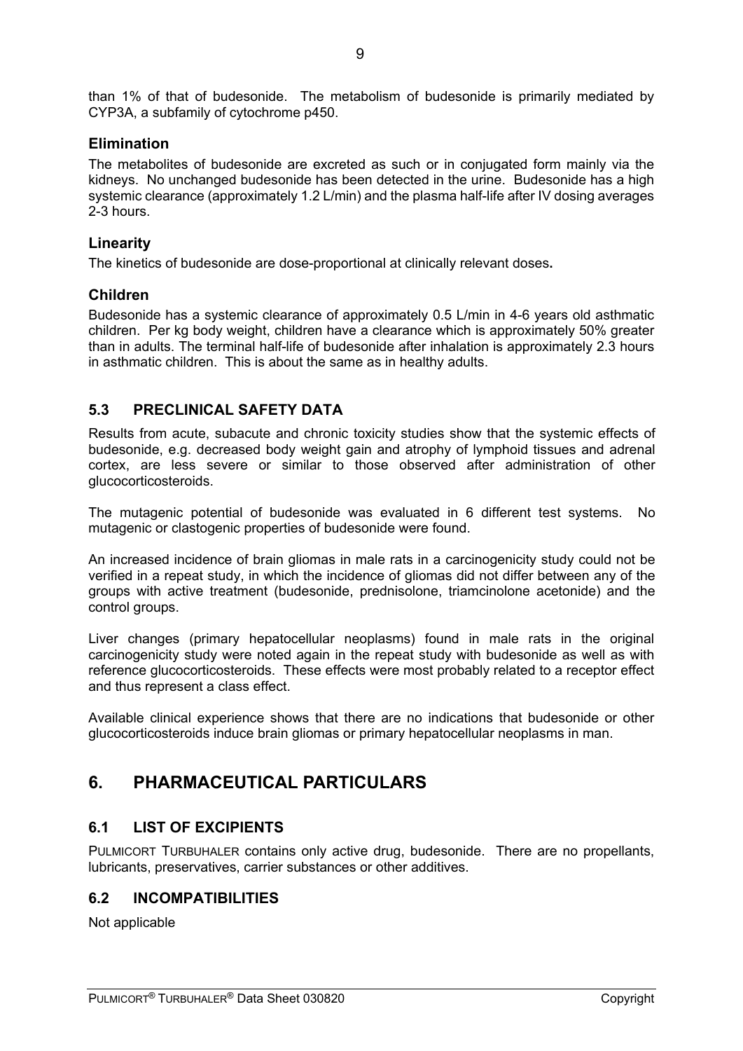than 1% of that of budesonide. The metabolism of budesonide is primarily mediated by CYP3A, a subfamily of cytochrome p450.

### Elimination

The metabolites of budesonide are excreted as such or in conjugated form mainly via the kidneys. No unchanged budesonide has been detected in the urine. Budesonide has a high systemic clearance (approximately 1.2 L/min) and the plasma half-life after IV dosing averages 2-3 hours.

### Linearity

The kinetics of budesonide are dose-proportional at clinically relevant doses**.**

### Children

Budesonide has a systemic clearance of approximately 0.5 L/min in 4-6 years old asthmatic children. Per kg body weight, children have a clearance which is approximately 50% greater than in adults. The terminal half-life of budesonide after inhalation is approximately 2.3 hours in asthmatic children. This is about the same as in healthy adults.

## 5.3 PRECLINICAL SAFETY DATA

Results from acute, subacute and chronic toxicity studies show that the systemic effects of budesonide, e.g. decreased body weight gain and atrophy of lymphoid tissues and adrenal cortex, are less severe or similar to those observed after administration of other glucocorticosteroids.

The mutagenic potential of budesonide was evaluated in 6 different test systems. No mutagenic or clastogenic properties of budesonide were found.

An increased incidence of brain gliomas in male rats in a carcinogenicity study could not be verified in a repeat study, in which the incidence of gliomas did not differ between any of the groups with active treatment (budesonide, prednisolone, triamcinolone acetonide) and the control groups.

Liver changes (primary hepatocellular neoplasms) found in male rats in the original carcinogenicity study were noted again in the repeat study with budesonide as well as with reference glucocorticosteroids. These effects were most probably related to a receptor effect and thus represent a class effect.

Available clinical experience shows that there are no indications that budesonide or other glucocorticosteroids induce brain gliomas or primary hepatocellular neoplasms in man.

# 6. PHARMACEUTICAL PARTICULARS

## 6.1 LIST OF EXCIPIENTS

PULMICORT TURBUHALER contains only active drug, budesonide. There are no propellants, lubricants, preservatives, carrier substances or other additives.

## 6.2 INCOMPATIBILITIES

Not applicable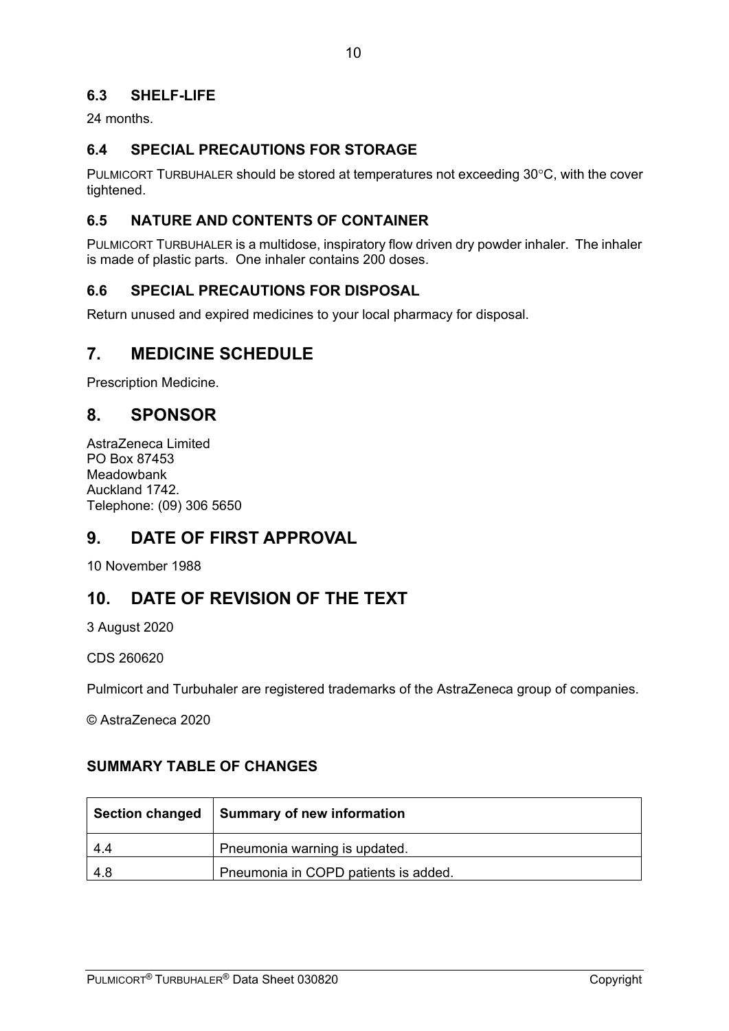### 6.3 SHELF-LIFE

24 months.

### 6.4 SPECIAL PRECAUTIONS FOR STORAGE

PULMICORT TURBUHALER should be stored at temperatures not exceeding 30°C, with the cover tightened.

### 6.5 NATURE AND CONTENTS OF CONTAINER

PULMICORT TURBUHALER is a multidose, inspiratory flow driven dry powder inhaler. The inhaler is made of plastic parts. One inhaler contains 200 doses.

### 6.6 SPECIAL PRECAUTIONS FOR DISPOSAL

Return unused and expired medicines to your local pharmacy for disposal.

## 7. MEDICINE SCHEDULE

Prescription Medicine.

## 8. SPONSOR

AstraZeneca Limited
PO Box 87453
Meadowbank
Auckland 1742.
Telephone: (09) 306 5650

## 9. DATE OF FIRST APPROVAL

10 November 1988

## 10. DATE OF REVISION OF THE TEXT

3 August 2020

CDS 260620

Pulmicort and Turbuhaler are registered trademarks of the AstraZeneca group of companies.

© AstraZeneca 2020

### SUMMARY TABLE OF CHANGES

| Section changed | Summary of new information |
|---|---|
| 4.4 | Pneumonia warning is updated. |
| 4.8 | Pneumonia in COPD patients is added. |